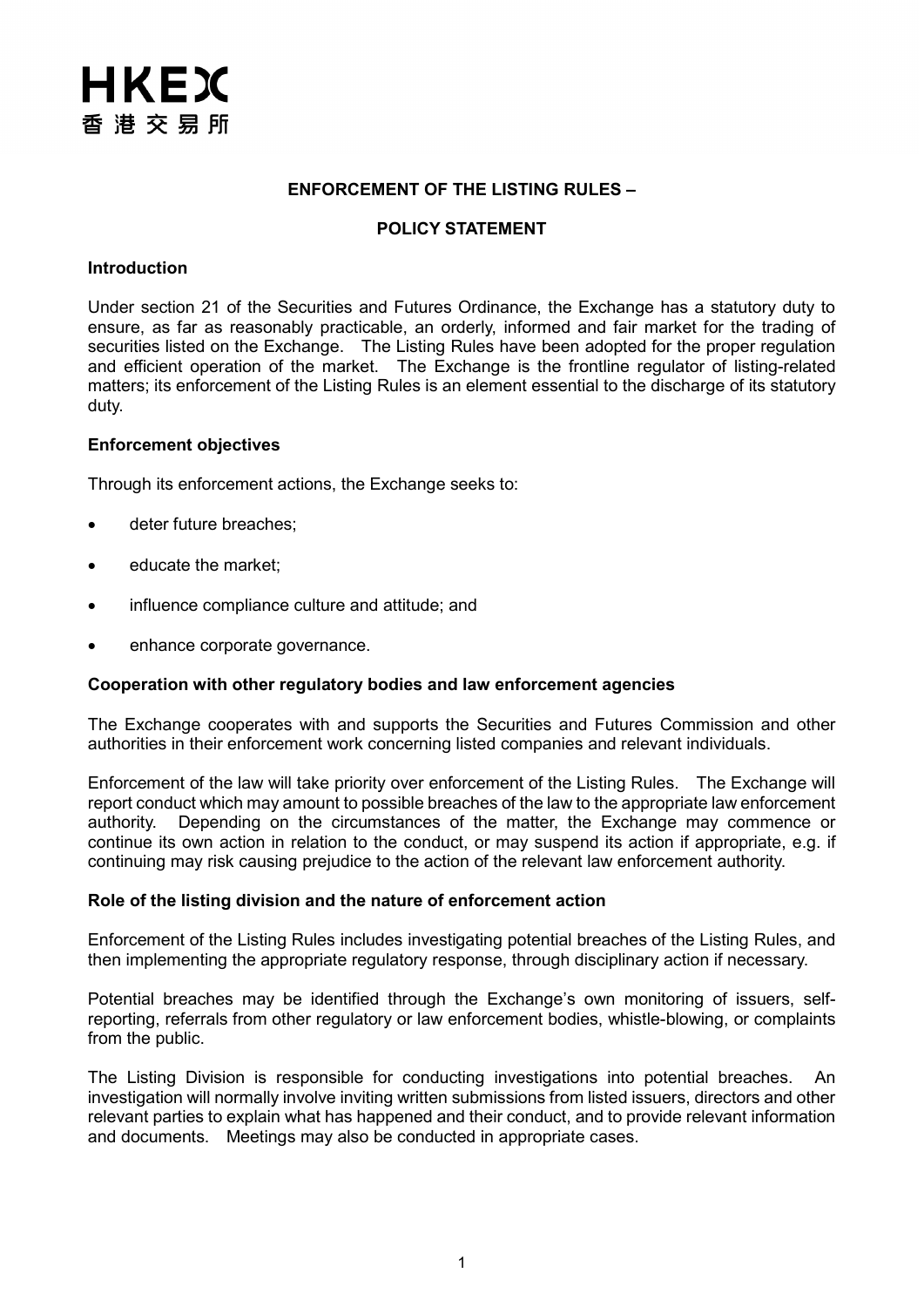HKEX
香港交易所

# ENFORCEMENT OF THE LISTING RULES –

# POLICY STATEMENT

## Introduction

Under section 21 of the Securities and Futures Ordinance, the Exchange has a statutory duty to ensure, as far as reasonably practicable, an orderly, informed and fair market for the trading of securities listed on the Exchange. The Listing Rules have been adopted for the proper regulation and efficient operation of the market. The Exchange is the frontline regulator of listing-related matters; its enforcement of the Listing Rules is an element essential to the discharge of its statutory duty.

## Enforcement objectives

Through its enforcement actions, the Exchange seeks to:

- deter future breaches;
- educate the market;
- influence compliance culture and attitude; and
- enhance corporate governance.

## Cooperation with other regulatory bodies and law enforcement agencies

The Exchange cooperates with and supports the Securities and Futures Commission and other authorities in their enforcement work concerning listed companies and relevant individuals.

Enforcement of the law will take priority over enforcement of the Listing Rules. The Exchange will report conduct which may amount to possible breaches of the law to the appropriate law enforcement authority. Depending on the circumstances of the matter, the Exchange may commence or continue its own action in relation to the conduct, or may suspend its action if appropriate, e.g. if continuing may risk causing prejudice to the action of the relevant law enforcement authority.

## Role of the listing division and the nature of enforcement action

Enforcement of the Listing Rules includes investigating potential breaches of the Listing Rules, and then implementing the appropriate regulatory response, through disciplinary action if necessary.

Potential breaches may be identified through the Exchange's own monitoring of issuers, self-reporting, referrals from other regulatory or law enforcement bodies, whistle-blowing, or complaints from the public.

The Listing Division is responsible for conducting investigations into potential breaches. An investigation will normally involve inviting written submissions from listed issuers, directors and other relevant parties to explain what has happened and their conduct, and to provide relevant information and documents. Meetings may also be conducted in appropriate cases.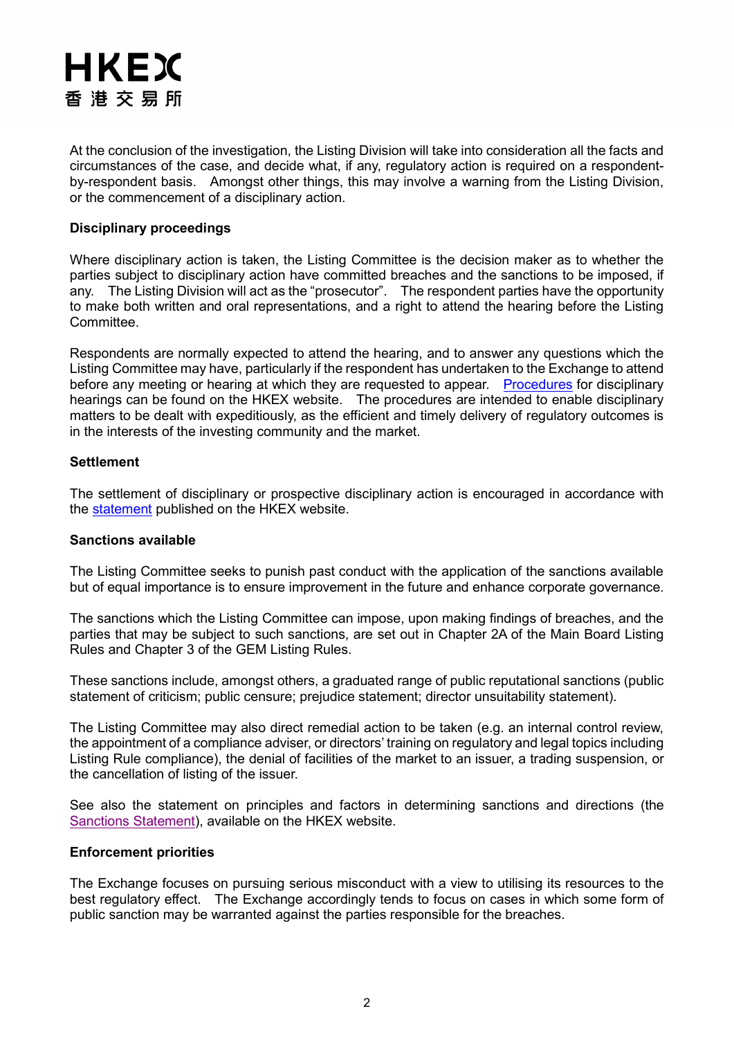At the conclusion of the investigation, the Listing Division will take into consideration all the facts and circumstances of the case, and decide what, if any, regulatory action is required on a respondent-by-respondent basis. Amongst other things, this may involve a warning from the Listing Division, or the commencement of a disciplinary action.

**Disciplinary proceedings**

Where disciplinary action is taken, the Listing Committee is the decision maker as to whether the parties subject to disciplinary action have committed breaches and the sanctions to be imposed, if any. The Listing Division will act as the "prosecutor". The respondent parties have the opportunity to make both written and oral representations, and a right to attend the hearing before the Listing Committee.

Respondents are normally expected to attend the hearing, and to answer any questions which the Listing Committee may have, particularly if the respondent has undertaken to the Exchange to attend before any meeting or hearing at which they are requested to appear. Procedures for disciplinary hearings can be found on the HKEX website. The procedures are intended to enable disciplinary matters to be dealt with expeditiously, as the efficient and timely delivery of regulatory outcomes is in the interests of the investing community and the market.

**Settlement**

The settlement of disciplinary or prospective disciplinary action is encouraged in accordance with the statement published on the HKEX website.

**Sanctions available**

The Listing Committee seeks to punish past conduct with the application of the sanctions available but of equal importance is to ensure improvement in the future and enhance corporate governance.

The sanctions which the Listing Committee can impose, upon making findings of breaches, and the parties that may be subject to such sanctions, are set out in Chapter 2A of the Main Board Listing Rules and Chapter 3 of the GEM Listing Rules.

These sanctions include, amongst others, a graduated range of public reputational sanctions (public statement of criticism; public censure; prejudice statement; director unsuitability statement).

The Listing Committee may also direct remedial action to be taken (e.g. an internal control review, the appointment of a compliance adviser, or directors' training on regulatory and legal topics including Listing Rule compliance), the denial of facilities of the market to an issuer, a trading suspension, or the cancellation of listing of the issuer.

See also the statement on principles and factors in determining sanctions and directions (the Sanctions Statement), available on the HKEX website.

**Enforcement priorities**

The Exchange focuses on pursuing serious misconduct with a view to utilising its resources to the best regulatory effect. The Exchange accordingly tends to focus on cases in which some form of public sanction may be warranted against the parties responsible for the breaches.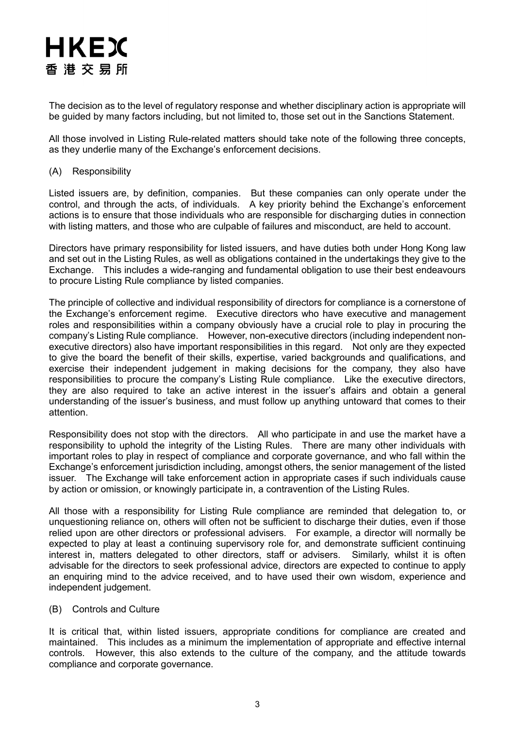The decision as to the level of regulatory response and whether disciplinary action is appropriate will be guided by many factors including, but not limited to, those set out in the Sanctions Statement.

All those involved in Listing Rule-related matters should take note of the following three concepts, as they underlie many of the Exchange's enforcement decisions.

(A) Responsibility

Listed issuers are, by definition, companies. But these companies can only operate under the control, and through the acts, of individuals. A key priority behind the Exchange's enforcement actions is to ensure that those individuals who are responsible for discharging duties in connection with listing matters, and those who are culpable of failures and misconduct, are held to account.

Directors have primary responsibility for listed issuers, and have duties both under Hong Kong law and set out in the Listing Rules, as well as obligations contained in the undertakings they give to the Exchange. This includes a wide-ranging and fundamental obligation to use their best endeavours to procure Listing Rule compliance by listed companies.

The principle of collective and individual responsibility of directors for compliance is a cornerstone of the Exchange's enforcement regime. Executive directors who have executive and management roles and responsibilities within a company obviously have a crucial role to play in procuring the company's Listing Rule compliance. However, non-executive directors (including independent non-executive directors) also have important responsibilities in this regard. Not only are they expected to give the board the benefit of their skills, expertise, varied backgrounds and qualifications, and exercise their independent judgement in making decisions for the company, they also have responsibilities to procure the company's Listing Rule compliance. Like the executive directors, they are also required to take an active interest in the issuer's affairs and obtain a general understanding of the issuer's business, and must follow up anything untoward that comes to their attention.

Responsibility does not stop with the directors. All who participate in and use the market have a responsibility to uphold the integrity of the Listing Rules. There are many other individuals with important roles to play in respect of compliance and corporate governance, and who fall within the Exchange's enforcement jurisdiction including, amongst others, the senior management of the listed issuer. The Exchange will take enforcement action in appropriate cases if such individuals cause by action or omission, or knowingly participate in, a contravention of the Listing Rules.

All those with a responsibility for Listing Rule compliance are reminded that delegation to, or unquestioning reliance on, others will often not be sufficient to discharge their duties, even if those relied upon are other directors or professional advisers. For example, a director will normally be expected to play at least a continuing supervisory role for, and demonstrate sufficient continuing interest in, matters delegated to other directors, staff or advisers. Similarly, whilst it is often advisable for the directors to seek professional advice, directors are expected to continue to apply an enquiring mind to the advice received, and to have used their own wisdom, experience and independent judgement.

(B) Controls and Culture

It is critical that, within listed issuers, appropriate conditions for compliance are created and maintained. This includes as a minimum the implementation of appropriate and effective internal controls. However, this also extends to the culture of the company, and the attitude towards compliance and corporate governance.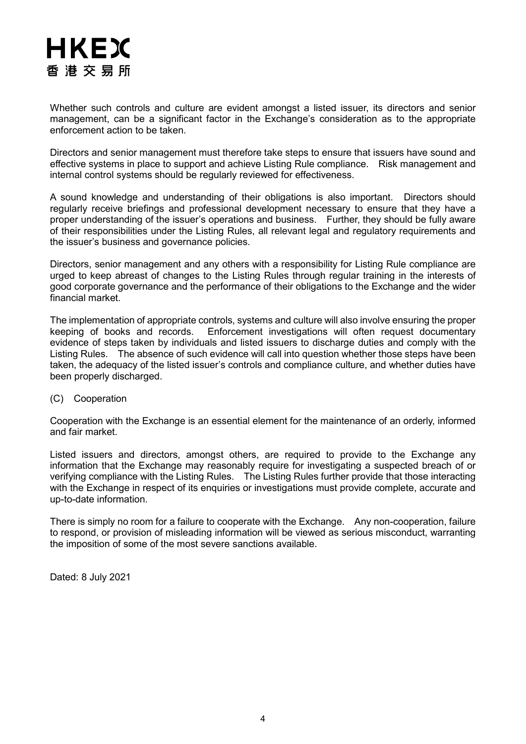Whether such controls and culture are evident amongst a listed issuer, its directors and senior management, can be a significant factor in the Exchange's consideration as to the appropriate enforcement action to be taken.

Directors and senior management must therefore take steps to ensure that issuers have sound and effective systems in place to support and achieve Listing Rule compliance. Risk management and internal control systems should be regularly reviewed for effectiveness.

A sound knowledge and understanding of their obligations is also important. Directors should regularly receive briefings and professional development necessary to ensure that they have a proper understanding of the issuer's operations and business. Further, they should be fully aware of their responsibilities under the Listing Rules, all relevant legal and regulatory requirements and the issuer's business and governance policies.

Directors, senior management and any others with a responsibility for Listing Rule compliance are urged to keep abreast of changes to the Listing Rules through regular training in the interests of good corporate governance and the performance of their obligations to the Exchange and the wider financial market.

The implementation of appropriate controls, systems and culture will also involve ensuring the proper keeping of books and records. Enforcement investigations will often request documentary evidence of steps taken by individuals and listed issuers to discharge duties and comply with the Listing Rules. The absence of such evidence will call into question whether those steps have been taken, the adequacy of the listed issuer's controls and compliance culture, and whether duties have been properly discharged.

(C) Cooperation

Cooperation with the Exchange is an essential element for the maintenance of an orderly, informed and fair market.

Listed issuers and directors, amongst others, are required to provide to the Exchange any information that the Exchange may reasonably require for investigating a suspected breach of or verifying compliance with the Listing Rules. The Listing Rules further provide that those interacting with the Exchange in respect of its enquiries or investigations must provide complete, accurate and up-to-date information.

There is simply no room for a failure to cooperate with the Exchange. Any non-cooperation, failure to respond, or provision of misleading information will be viewed as serious misconduct, warranting the imposition of some of the most severe sanctions available.

Dated: 8 July 2021